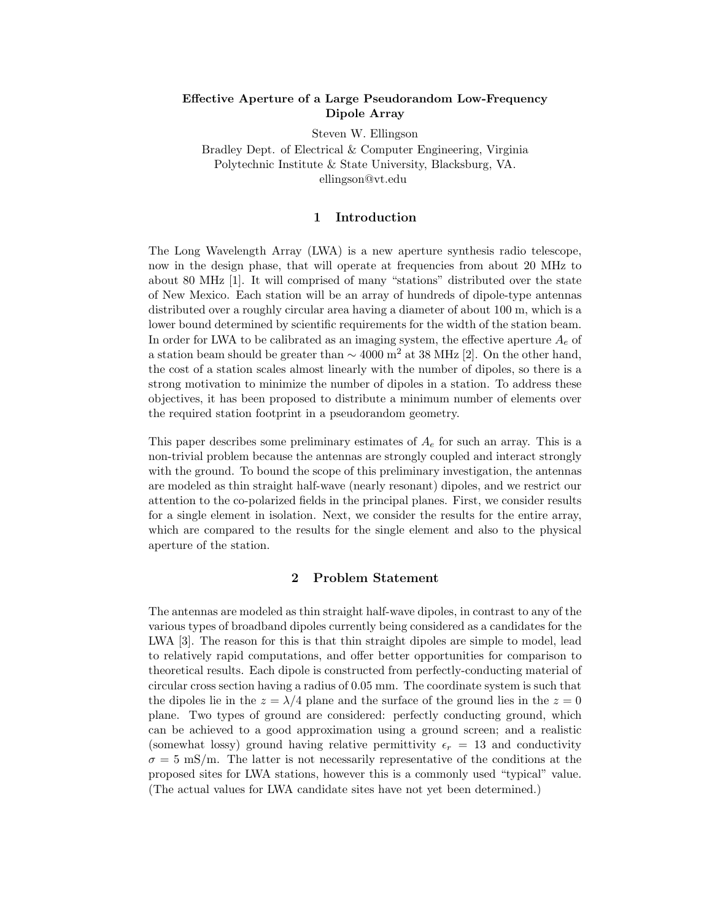# Effective Aperture of a Large Pseudorandom Low-Frequency Dipole Array

Steven W. Ellingson
Bradley Dept. of Electrical & Computer Engineering, Virginia Polytechnic Institute & State University, Blacksburg, VA.
ellingson@vt.edu

## 1 Introduction

The Long Wavelength Array (LWA) is a new aperture synthesis radio telescope, now in the design phase, that will operate at frequencies from about 20 MHz to about 80 MHz [1]. It will comprised of many "stations" distributed over the state of New Mexico. Each station will be an array of hundreds of dipole-type antennas distributed over a roughly circular area having a diameter of about 100 m, which is a lower bound determined by scientific requirements for the width of the station beam. In order for LWA to be calibrated as an imaging system, the effective aperture $A_e$ of a station beam should be greater than $\sim 4000$ m$^2$ at 38 MHz [2]. On the other hand, the cost of a station scales almost linearly with the number of dipoles, so there is a strong motivation to minimize the number of dipoles in a station. To address these objectives, it has been proposed to distribute a minimum number of elements over the required station footprint in a pseudorandom geometry.

This paper describes some preliminary estimates of $A_e$ for such an array. This is a non-trivial problem because the antennas are strongly coupled and interact strongly with the ground. To bound the scope of this preliminary investigation, the antennas are modeled as thin straight half-wave (nearly resonant) dipoles, and we restrict our attention to the co-polarized fields in the principal planes. First, we consider results for a single element in isolation. Next, we consider the results for the entire array, which are compared to the results for the single element and also to the physical aperture of the station.

## 2 Problem Statement

The antennas are modeled as thin straight half-wave dipoles, in contrast to any of the various types of broadband dipoles currently being considered as a candidates for the LWA [3]. The reason for this is that thin straight dipoles are simple to model, lead to relatively rapid computations, and offer better opportunities for comparison to theoretical results. Each dipole is constructed from perfectly-conducting material of circular cross section having a radius of 0.05 mm. The coordinate system is such that the dipoles lie in the $z = \lambda/4$ plane and the surface of the ground lies in the $z = 0$ plane. Two types of ground are considered: perfectly conducting ground, which can be achieved to a good approximation using a ground screen; and a realistic (somewhat lossy) ground having relative permittivity $\epsilon_r = 13$ and conductivity $\sigma = 5$ mS/m. The latter is not necessarily representative of the conditions at the proposed sites for LWA stations, however this is a commonly used "typical" value. (The actual values for LWA candidate sites have not yet been determined.)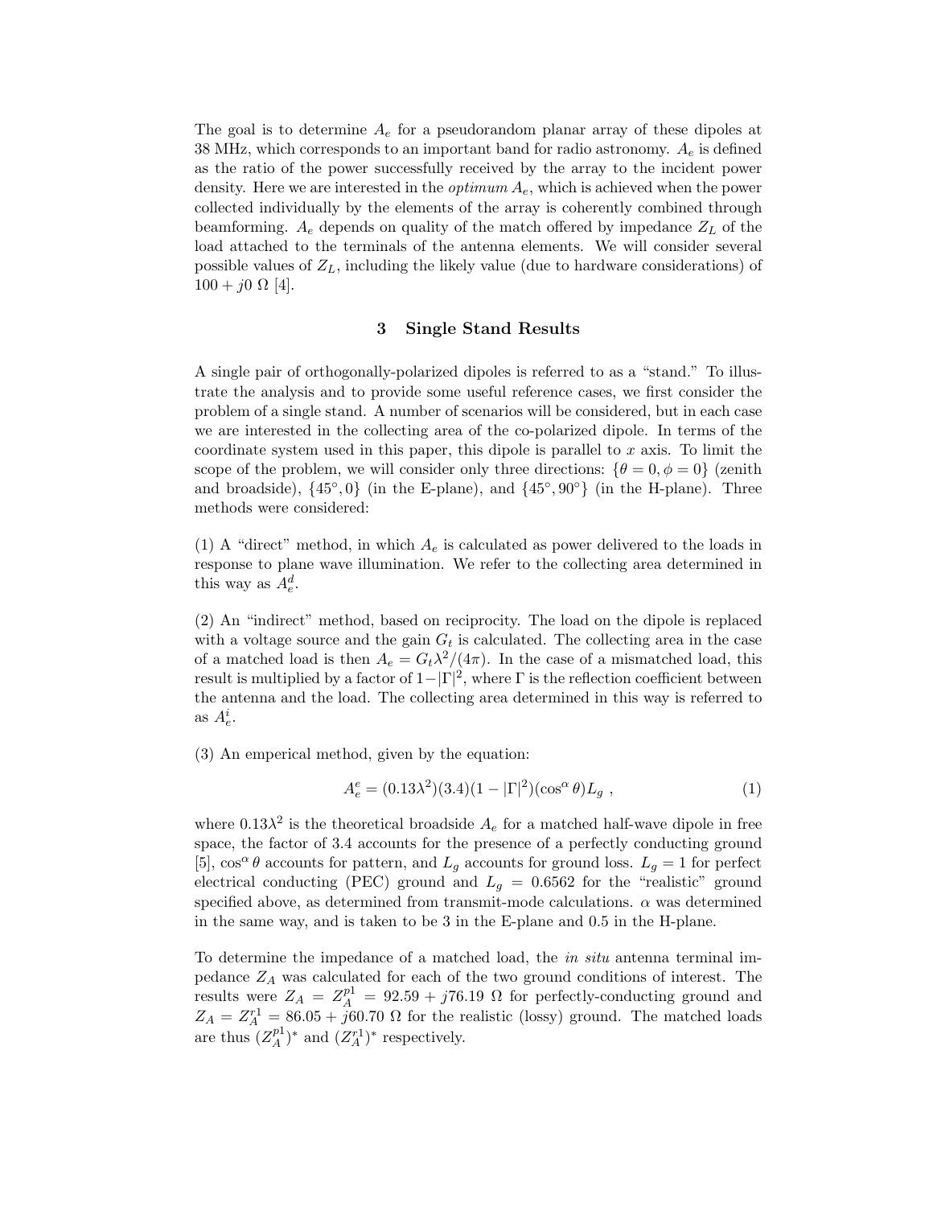The goal is to determine $A_e$ for a pseudorandom planar array of these dipoles at 38 MHz, which corresponds to an important band for radio astronomy. $A_e$ is defined as the ratio of the power successfully received by the array to the incident power density. Here we are interested in the *optimum* $A_e$, which is achieved when the power collected individually by the elements of the array is coherently combined through beamforming. $A_e$ depends on quality of the match offered by impedance $Z_L$ of the load attached to the terminals of the antenna elements. We will consider several possible values of $Z_L$, including the likely value (due to hardware considerations) of $100 + j0\ \Omega$ [4].

## 3 Single Stand Results

A single pair of orthogonally-polarized dipoles is referred to as a "stand." To illustrate the analysis and to provide some useful reference cases, we first consider the problem of a single stand. A number of scenarios will be considered, but in each case we are interested in the collecting area of the co-polarized dipole. In terms of the coordinate system used in this paper, this dipole is parallel to $x$ axis. To limit the scope of the problem, we will consider only three directions: $\{\theta = 0, \phi = 0\}$ (zenith and broadside), $\{45^\circ, 0\}$ (in the E-plane), and $\{45^\circ, 90^\circ\}$ (in the H-plane). Three methods were considered:

(1) A "direct" method, in which $A_e$ is calculated as power delivered to the loads in response to plane wave illumination. We refer to the collecting area determined in this way as $A_e^d$.

(2) An "indirect" method, based on reciprocity. The load on the dipole is replaced with a voltage source and the gain $G_t$ is calculated. The collecting area in the case of a matched load is then $A_e = G_t\lambda^2/(4\pi)$. In the case of a mismatched load, this result is multiplied by a factor of $1-|\Gamma|^2$, where $\Gamma$ is the reflection coefficient between the antenna and the load. The collecting area determined in this way is referred to as $A_e^i$.

(3) An emperical method, given by the equation:

$$A_e^e = (0.13\lambda^2)(3.4)(1 - |\Gamma|^2)(\cos^\alpha \theta)L_g \ , \tag{1}$$

where $0.13\lambda^2$ is the theoretical broadside $A_e$ for a matched half-wave dipole in free space, the factor of 3.4 accounts for the presence of a perfectly conducting ground [5], $\cos^\alpha \theta$ accounts for pattern, and $L_g$ accounts for ground loss. $L_g = 1$ for perfect electrical conducting (PEC) ground and $L_g = 0.6562$ for the "realistic" ground specified above, as determined from transmit-mode calculations. $\alpha$ was determined in the same way, and is taken to be 3 in the E-plane and 0.5 in the H-plane.

To determine the impedance of a matched load, the *in situ* antenna terminal impedance $Z_A$ was calculated for each of the two ground conditions of interest. The results were $Z_A = Z_A^{p1} = 92.59 + j76.19\ \Omega$ for perfectly-conducting ground and $Z_A = Z_A^{r1} = 86.05 + j60.70\ \Omega$ for the realistic (lossy) ground. The matched loads are thus $(Z_A^{p1})^*$ and $(Z_A^{r1})^*$ respectively.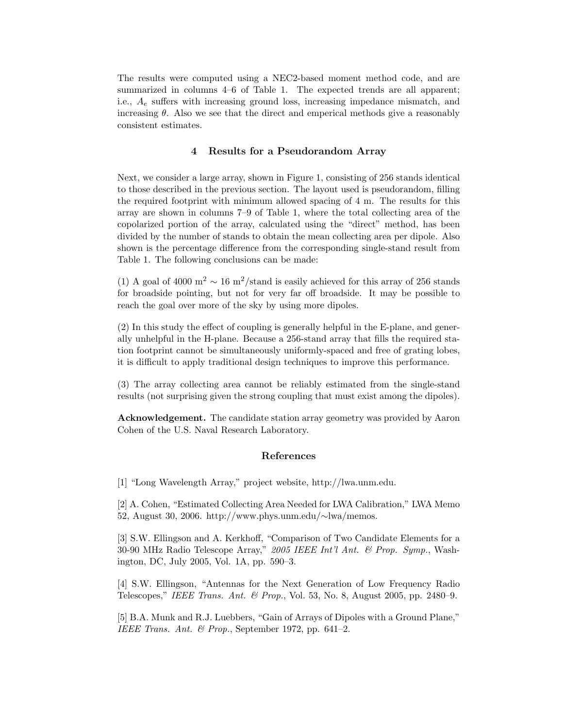The results were computed using a NEC2-based moment method code, and are summarized in columns 4–6 of Table 1. The expected trends are all apparent; i.e., $A_e$ suffers with increasing ground loss, increasing impedance mismatch, and increasing $\theta$. Also we see that the direct and emperical methods give a reasonably consistent estimates.

## 4 Results for a Pseudorandom Array

Next, we consider a large array, shown in Figure 1, consisting of 256 stands identical to those described in the previous section. The layout used is pseudorandom, filling the required footprint with minimum allowed spacing of 4 m. The results for this array are shown in columns 7–9 of Table 1, where the total collecting area of the copolarized portion of the array, calculated using the "direct" method, has been divided by the number of stands to obtain the mean collecting area per dipole. Also shown is the percentage difference from the corresponding single-stand result from Table 1. The following conclusions can be made:

(1) A goal of 4000 m$^2$ $\sim$ 16 m$^2$/stand is easily achieved for this array of 256 stands for broadside pointing, but not for very far off broadside. It may be possible to reach the goal over more of the sky by using more dipoles.

(2) In this study the effect of coupling is generally helpful in the E-plane, and generally unhelpful in the H-plane. Because a 256-stand array that fills the required station footprint cannot be simultaneously uniformly-spaced and free of grating lobes, it is difficult to apply traditional design techniques to improve this performance.

(3) The array collecting area cannot be reliably estimated from the single-stand results (not surprising given the strong coupling that must exist among the dipoles).

**Acknowledgement.** The candidate station array geometry was provided by Aaron Cohen of the U.S. Naval Research Laboratory.

## References

[1] "Long Wavelength Array," project website, http://lwa.unm.edu.

[2] A. Cohen, "Estimated Collecting Area Needed for LWA Calibration," LWA Memo 52, August 30, 2006. http://www.phys.unm.edu/∼lwa/memos.

[3] S.W. Ellingson and A. Kerkhoff, "Comparison of Two Candidate Elements for a 30-90 MHz Radio Telescope Array," *2005 IEEE Int'l Ant. & Prop. Symp.*, Washington, DC, July 2005, Vol. 1A, pp. 590–3.

[4] S.W. Ellingson, "Antennas for the Next Generation of Low Frequency Radio Telescopes," *IEEE Trans. Ant. & Prop.*, Vol. 53, No. 8, August 2005, pp. 2480–9.

[5] B.A. Munk and R.J. Luebbers, "Gain of Arrays of Dipoles with a Ground Plane," *IEEE Trans. Ant. & Prop.*, September 1972, pp. 641–2.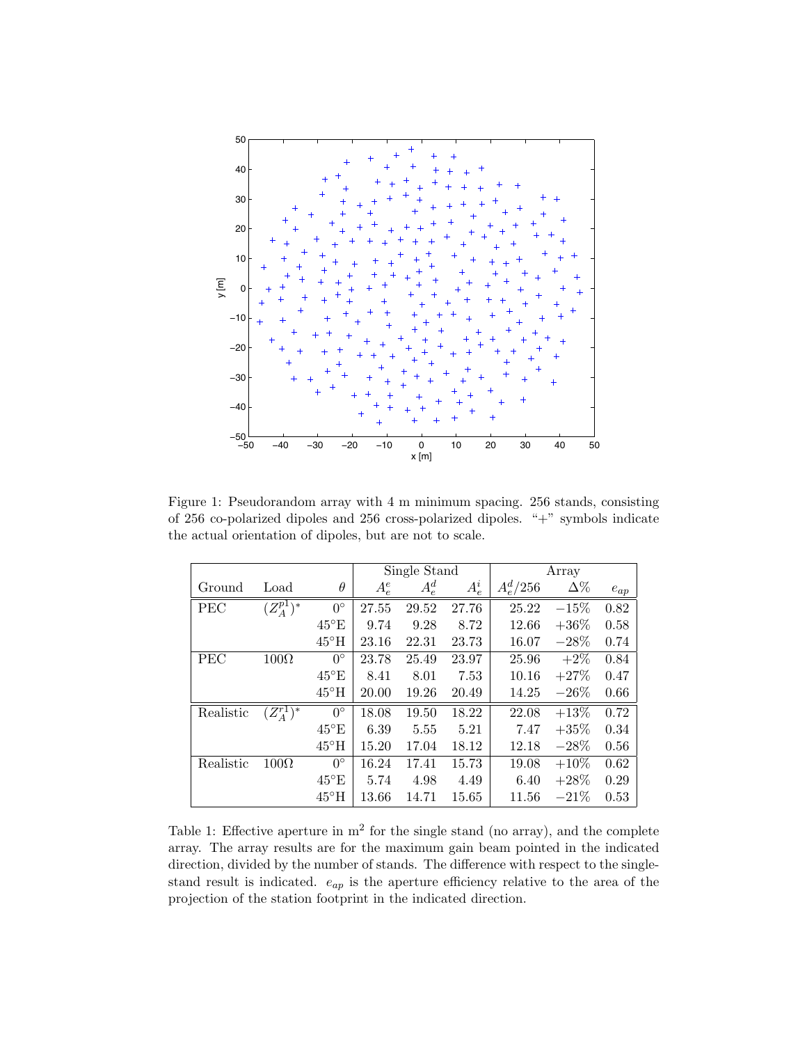50
40
30
20
10
0
-10
-20
-30
-40
-50
-50 -40 -30 -20 -10 0 10 20 30 40 50
x [m]
y [m]

Figure 1: Pseudorandom array with 4 m minimum spacing. 256 stands, consisting of 256 co-polarized dipoles and 256 cross-polarized dipoles. "+" symbols indicate the actual orientation of dipoles, but are not to scale.

| | | | Single Stand | | | Array | | |
|---|---|---|---|---|---|---|---|---|
| Ground | Load | $\theta$ | $A_e^e$ | $A_e^d$ | $A_e^i$ | $A_e^d/256$ | $\Delta\%$ | $e_{ap}$ |
| PEC | $(Z_A^{p1})^*$ | $0^\circ$ | 27.55 | 29.52 | 27.76 | 25.22 | $-15\%$ | 0.82 |
| | | $45^\circ$E | 9.74 | 9.28 | 8.72 | 12.66 | $+36\%$ | 0.58 |
| | | $45^\circ$H | 23.16 | 22.31 | 23.73 | 16.07 | $-28\%$ | 0.74 |
| PEC | $100\Omega$ | $0^\circ$ | 23.78 | 25.49 | 23.97 | 25.96 | $+2\%$ | 0.84 |
| | | $45^\circ$E | 8.41 | 8.01 | 7.53 | 10.16 | $+27\%$ | 0.47 |
| | | $45^\circ$H | 20.00 | 19.26 | 20.49 | 14.25 | $-26\%$ | 0.66 |
| Realistic | $(Z_A^{r1})^*$ | $0^\circ$ | 18.08 | 19.50 | 18.22 | 22.08 | $+13\%$ | 0.72 |
| | | $45^\circ$E | 6.39 | 5.55 | 5.21 | 7.47 | $+35\%$ | 0.34 |
| | | $45^\circ$H | 15.20 | 17.04 | 18.12 | 12.18 | $-28\%$ | 0.56 |
| Realistic | $100\Omega$ | $0^\circ$ | 16.24 | 17.41 | 15.73 | 19.08 | $+10\%$ | 0.62 |
| | | $45^\circ$E | 5.74 | 4.98 | 4.49 | 6.40 | $+28\%$ | 0.29 |
| | | $45^\circ$H | 13.66 | 14.71 | 15.65 | 11.56 | $-21\%$ | 0.53 |

Table 1: Effective aperture in $m^2$ for the single stand (no array), and the complete array. The array results are for the maximum gain beam pointed in the indicated direction, divided by the number of stands. The difference with respect to the single-stand result is indicated. $e_{ap}$ is the aperture efficiency relative to the area of the projection of the station footprint in the indicated direction.